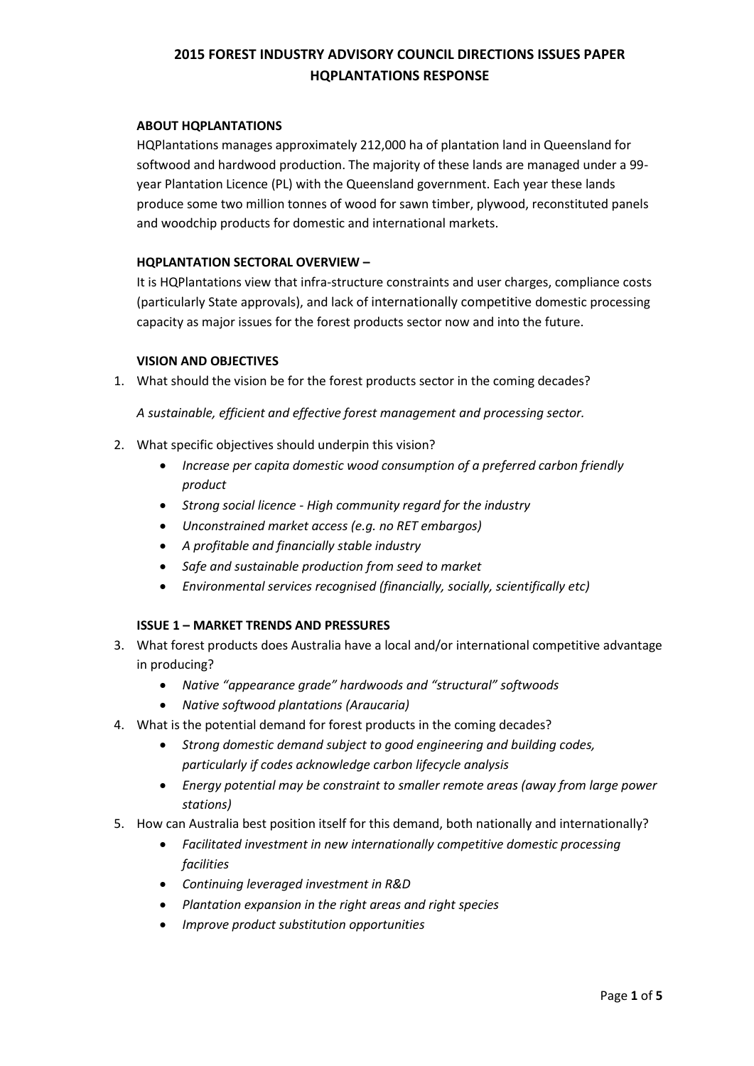# 2015 FOREST INDUSTRY ADVISORY COUNCIL DIRECTIONS ISSUES PAPER HQPLANTATIONS RESPONSE

## ABOUT HQPLANTATIONS

HQPlantations manages approximately 212,000 ha of plantation land in Queensland for softwood and hardwood production. The majority of these lands are managed under a 99-year Plantation Licence (PL) with the Queensland government. Each year these lands produce some two million tonnes of wood for sawn timber, plywood, reconstituted panels and woodchip products for domestic and international markets.

## HQPLANTATION SECTORAL OVERVIEW –

It is HQPlantations view that infra-structure constraints and user charges, compliance costs (particularly State approvals), and lack of internationally competitive domestic processing capacity as major issues for the forest products sector now and into the future.

## VISION AND OBJECTIVES

1. What should the vision be for the forest products sector in the coming decades?

   *A sustainable, efficient and effective forest management and processing sector.*

2. What specific objectives should underpin this vision?
   - *Increase per capita domestic wood consumption of a preferred carbon friendly product*
   - *Strong social licence - High community regard for the industry*
   - *Unconstrained market access (e.g. no RET embargos)*
   - *A profitable and financially stable industry*
   - *Safe and sustainable production from seed to market*
   - *Environmental services recognised (financially, socially, scientifically etc)*

## ISSUE 1 – MARKET TRENDS AND PRESSURES

3. What forest products does Australia have a local and/or international competitive advantage in producing?
   - *Native "appearance grade" hardwoods and "structural" softwoods*
   - *Native softwood plantations (Araucaria)*
4. What is the potential demand for forest products in the coming decades?
   - *Strong domestic demand subject to good engineering and building codes, particularly if codes acknowledge carbon lifecycle analysis*
   - *Energy potential may be constraint to smaller remote areas (away from large power stations)*
5. How can Australia best position itself for this demand, both nationally and internationally?
   - *Facilitated investment in new internationally competitive domestic processing facilities*
   - *Continuing leveraged investment in R&D*
   - *Plantation expansion in the right areas and right species*
   - *Improve product substitution opportunities*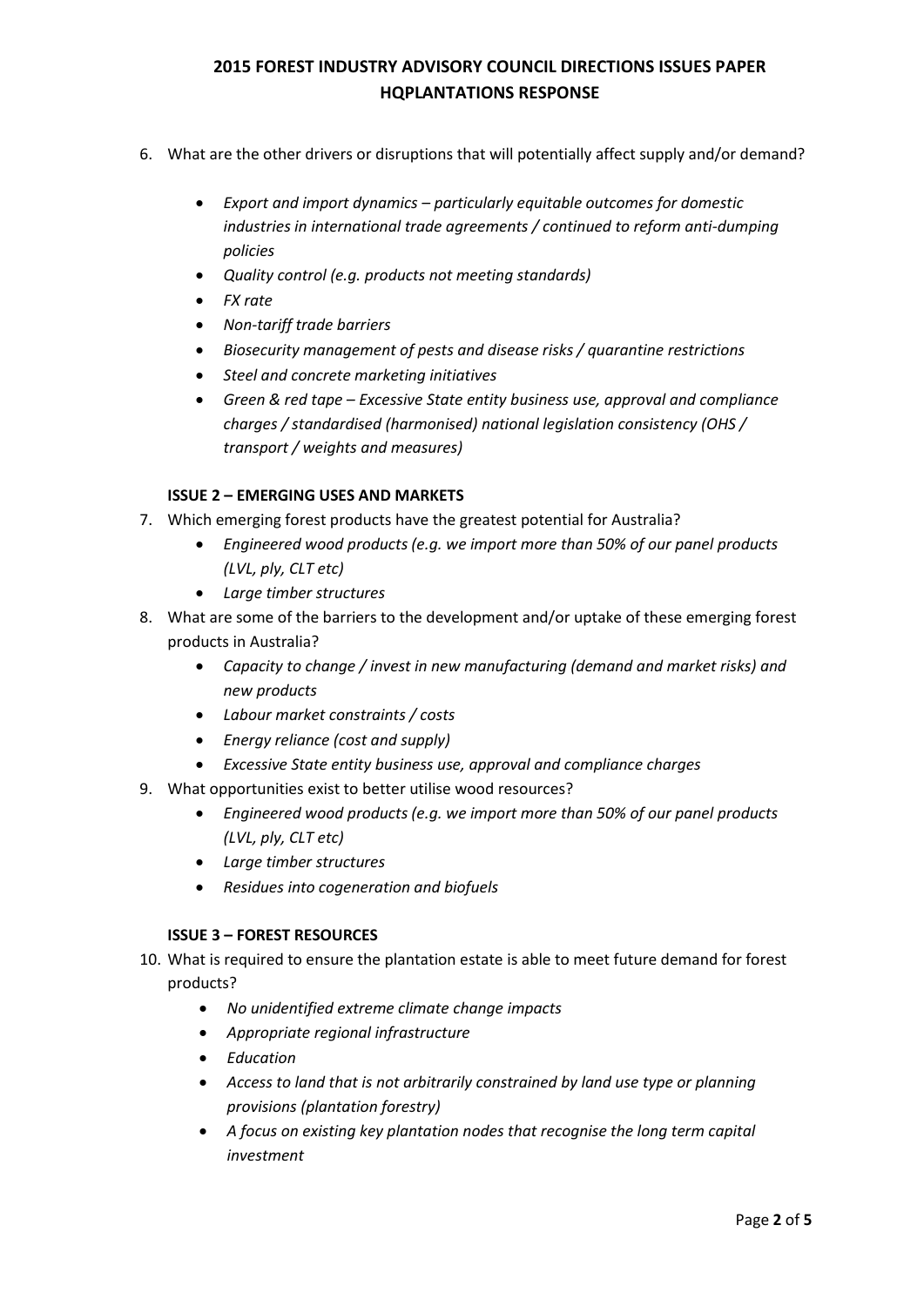6. What are the other drivers or disruptions that will potentially affect supply and/or demand?

    - *Export and import dynamics – particularly equitable outcomes for domestic industries in international trade agreements / continued to reform anti-dumping policies*
    - *Quality control (e.g. products not meeting standards)*
    - *FX rate*
    - *Non-tariff trade barriers*
    - *Biosecurity management of pests and disease risks / quarantine restrictions*
    - *Steel and concrete marketing initiatives*
    - *Green & red tape – Excessive State entity business use, approval and compliance charges / standardised (harmonised) national legislation consistency (OHS / transport / weights and measures)*

**ISSUE 2 – EMERGING USES AND MARKETS**

7. Which emerging forest products have the greatest potential for Australia?
    - *Engineered wood products (e.g. we import more than 50% of our panel products (LVL, ply, CLT etc)*
    - *Large timber structures*
8. What are some of the barriers to the development and/or uptake of these emerging forest products in Australia?
    - *Capacity to change / invest in new manufacturing (demand and market risks) and new products*
    - *Labour market constraints / costs*
    - *Energy reliance (cost and supply)*
    - *Excessive State entity business use, approval and compliance charges*
9. What opportunities exist to better utilise wood resources?
    - *Engineered wood products (e.g. we import more than 50% of our panel products (LVL, ply, CLT etc)*
    - *Large timber structures*
    - *Residues into cogeneration and biofuels*

**ISSUE 3 – FOREST RESOURCES**

10. What is required to ensure the plantation estate is able to meet future demand for forest products?
    - *No unidentified extreme climate change impacts*
    - *Appropriate regional infrastructure*
    - *Education*
    - *Access to land that is not arbitrarily constrained by land use type or planning provisions (plantation forestry)*
    - *A focus on existing key plantation nodes that recognise the long term capital investment*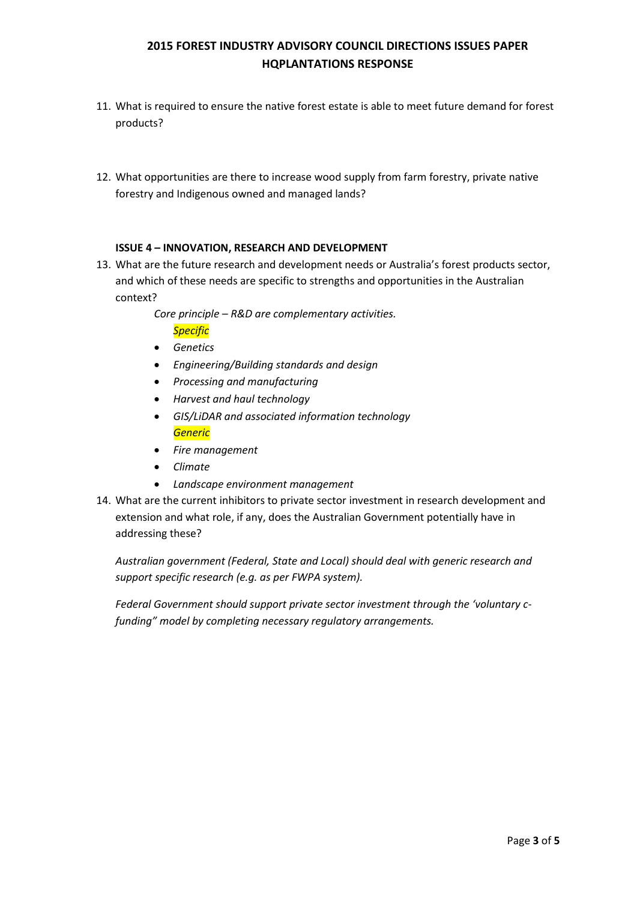11. What is required to ensure the native forest estate is able to meet future demand for forest products?

12. What opportunities are there to increase wood supply from farm forestry, private native forestry and Indigenous owned and managed lands?

**ISSUE 4 – INNOVATION, RESEARCH AND DEVELOPMENT**

13. What are the future research and development needs or Australia's forest products sector, and which of these needs are specific to strengths and opportunities in the Australian context?

    *Core principle – R&D are complementary activities.*

    *Specific*

    - *Genetics*
    - *Engineering/Building standards and design*
    - *Processing and manufacturing*
    - *Harvest and haul technology*
    - *GIS/LiDAR and associated information technology*

    *Generic*

    - *Fire management*
    - *Climate*
    - *Landscape environment management*

14. What are the current inhibitors to private sector investment in research development and extension and what role, if any, does the Australian Government potentially have in addressing these?

    *Australian government (Federal, State and Local) should deal with generic research and support specific research (e.g. as per FWPA system).*

    *Federal Government should support private sector investment through the 'voluntary c-funding" model by completing necessary regulatory arrangements.*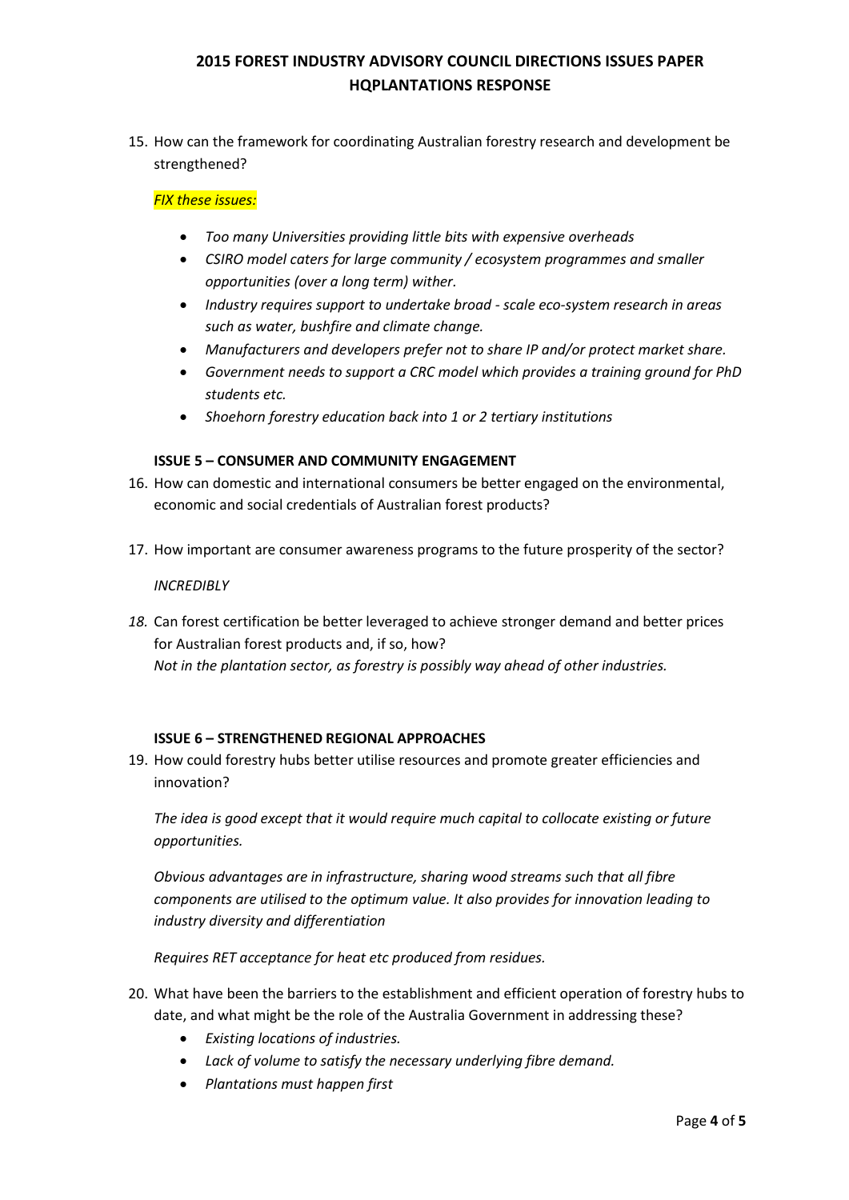15. How can the framework for coordinating Australian forestry research and development be strengthened?

    *FIX these issues:*

    - *Too many Universities providing little bits with expensive overheads*
    - *CSIRO model caters for large community / ecosystem programmes and smaller opportunities (over a long term) wither.*
    - *Industry requires support to undertake broad - scale eco-system research in areas such as water, bushfire and climate change.*
    - *Manufacturers and developers prefer not to share IP and/or protect market share.*
    - *Government needs to support a CRC model which provides a training ground for PhD students etc.*
    - *Shoehorn forestry education back into 1 or 2 tertiary institutions*

**ISSUE 5 – CONSUMER AND COMMUNITY ENGAGEMENT**

16. How can domestic and international consumers be better engaged on the environmental, economic and social credentials of Australian forest products?

17. How important are consumer awareness programs to the future prosperity of the sector?

    *INCREDIBLY*

18. Can forest certification be better leveraged to achieve stronger demand and better prices for Australian forest products and, if so, how?
    *Not in the plantation sector, as forestry is possibly way ahead of other industries.*

**ISSUE 6 – STRENGTHENED REGIONAL APPROACHES**

19. How could forestry hubs better utilise resources and promote greater efficiencies and innovation?

    *The idea is good except that it would require much capital to collocate existing or future opportunities.*

    *Obvious advantages are in infrastructure, sharing wood streams such that all fibre components are utilised to the optimum value. It also provides for innovation leading to industry diversity and differentiation*

    *Requires RET acceptance for heat etc produced from residues.*

20. What have been the barriers to the establishment and efficient operation of forestry hubs to date, and what might be the role of the Australia Government in addressing these?
    - *Existing locations of industries.*
    - *Lack of volume to satisfy the necessary underlying fibre demand.*
    - *Plantations must happen first*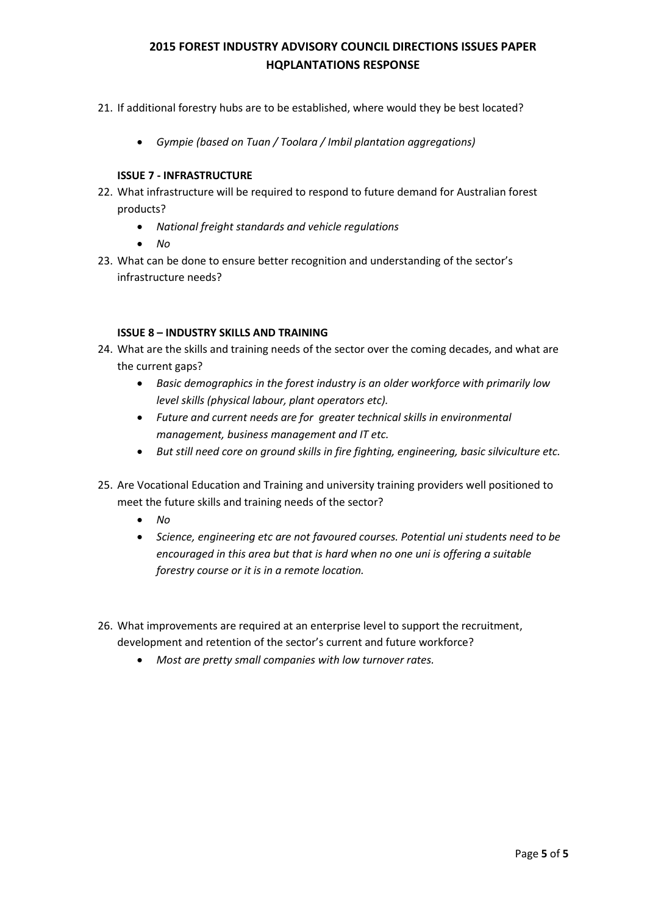21. If additional forestry hubs are to be established, where would they be best located?

    - *Gympie (based on Tuan / Toolara / Imbil plantation aggregations)*

**ISSUE 7 - INFRASTRUCTURE**

22. What infrastructure will be required to respond to future demand for Australian forest products?
    - *National freight standards and vehicle regulations*
    - *No*
23. What can be done to ensure better recognition and understanding of the sector's infrastructure needs?

**ISSUE 8 – INDUSTRY SKILLS AND TRAINING**

24. What are the skills and training needs of the sector over the coming decades, and what are the current gaps?
    - *Basic demographics in the forest industry is an older workforce with primarily low level skills (physical labour, plant operators etc).*
    - *Future and current needs are for greater technical skills in environmental management, business management and IT etc.*
    - *But still need core on ground skills in fire fighting, engineering, basic silviculture etc.*

25. Are Vocational Education and Training and university training providers well positioned to meet the future skills and training needs of the sector?
    - *No*
    - *Science, engineering etc are not favoured courses. Potential uni students need to be encouraged in this area but that is hard when no one uni is offering a suitable forestry course or it is in a remote location.*

26. What improvements are required at an enterprise level to support the recruitment, development and retention of the sector's current and future workforce?
    - *Most are pretty small companies with low turnover rates.*